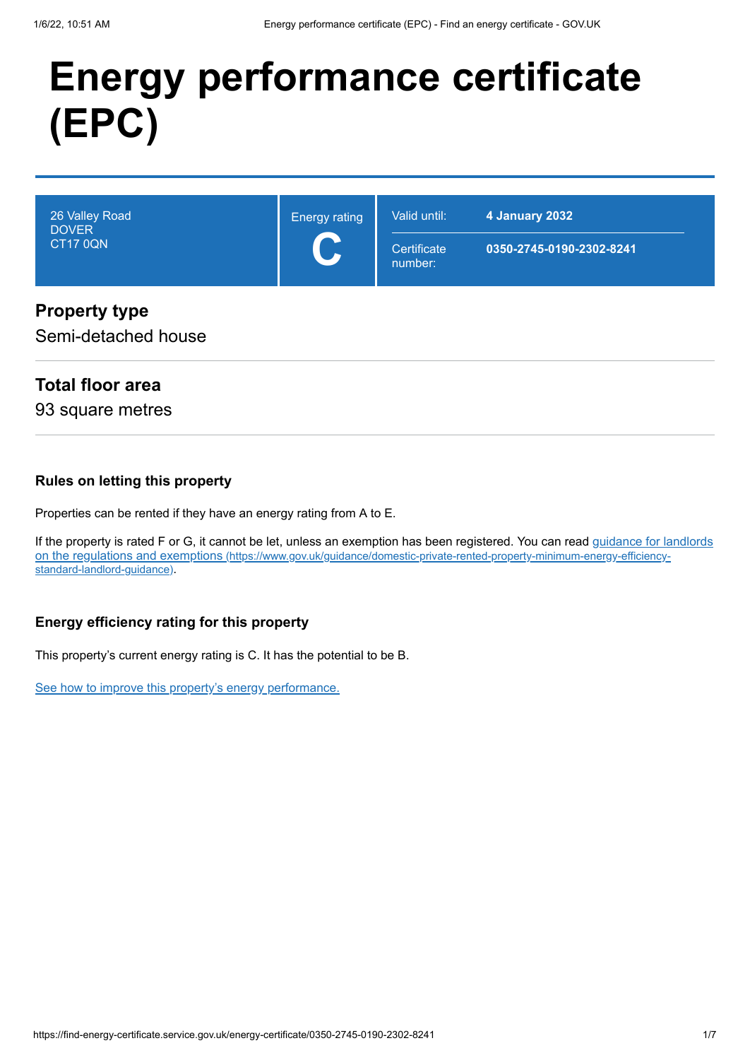# Energy performance certificate (EPC)

| | | |
|---|---|---|
| 26 Valley Road<br>DOVER<br>CT17 0QN | Energy rating<br>**C** | Valid until: **4 January 2032**<br>Certificate number: **0350-2745-0190-2302-8241** |

## Property type

Semi-detached house

## Total floor area

93 square metres

### Rules on letting this property

Properties can be rented if they have an energy rating from A to E.

If the property is rated F or G, it cannot be let, unless an exemption has been registered. You can read [guidance for landlords on the regulations and exemptions (https://www.gov.uk/guidance/domestic-private-rented-property-minimum-energy-efficiency-standard-landlord-guidance)](https://www.gov.uk/guidance/domestic-private-rented-property-minimum-energy-efficiency-standard-landlord-guidance).

### Energy efficiency rating for this property

This property's current energy rating is C. It has the potential to be B.

See how to improve this property's energy performance.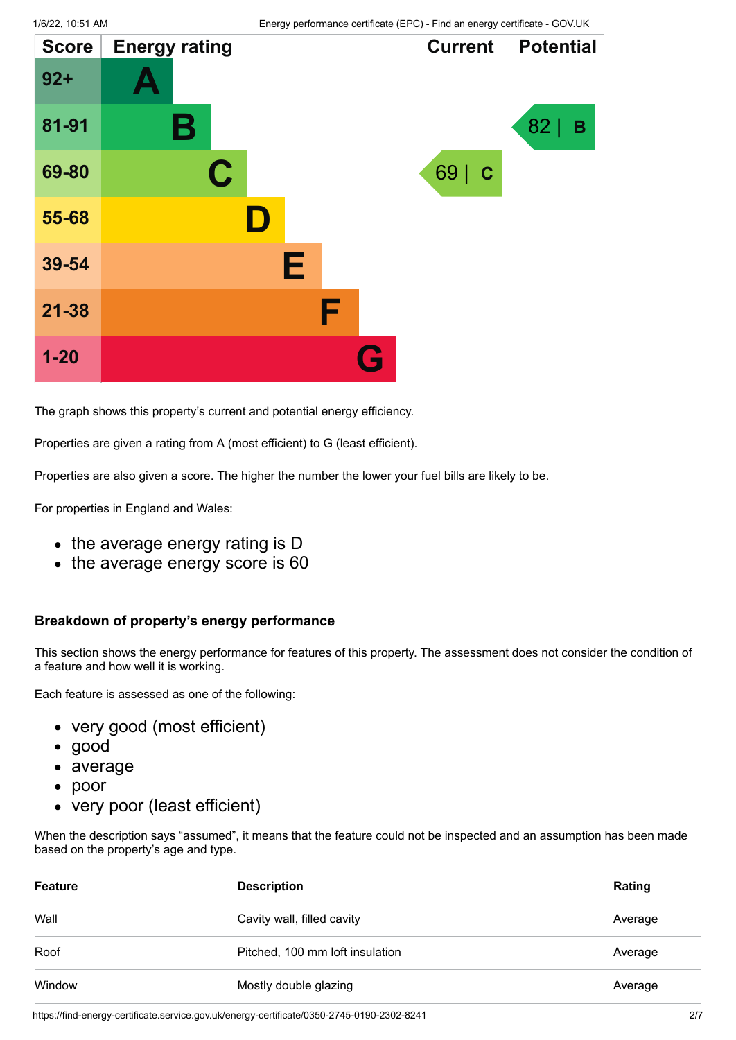| Score | Energy rating | Current | Potential |
|---|---|---|---|
| 92+ | A | | |
| 81-91 | B | | 82 \| B |
| 69-80 | C | 69 \| C | |
| 55-68 | D | | |
| 39-54 | E | | |
| 21-38 | F | | |
| 1-20 | G | | |

The graph shows this property's current and potential energy efficiency.

Properties are given a rating from A (most efficient) to G (least efficient).

Properties are also given a score. The higher the number the lower your fuel bills are likely to be.

For properties in England and Wales:

- the average energy rating is D
- the average energy score is 60

### Breakdown of property's energy performance

This section shows the energy performance for features of this property. The assessment does not consider the condition of a feature and how well it is working.

Each feature is assessed as one of the following:

- very good (most efficient)
- good
- average
- poor
- very poor (least efficient)

When the description says "assumed", it means that the feature could not be inspected and an assumption has been made based on the property's age and type.

| Feature | Description | Rating |
|---|---|---|
| Wall | Cavity wall, filled cavity | Average |
| Roof | Pitched, 100 mm loft insulation | Average |
| Window | Mostly double glazing | Average |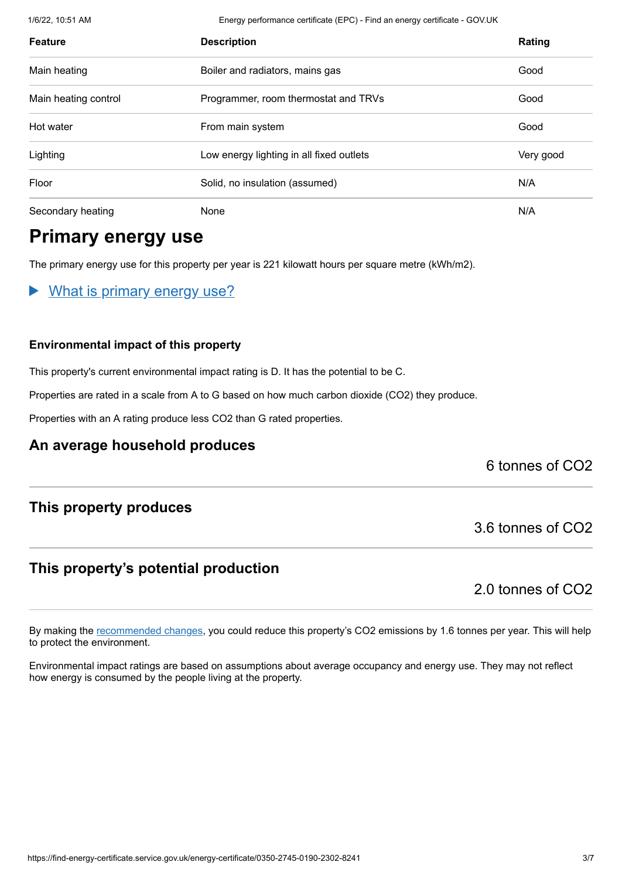| Feature | Description | Rating |
| --- | --- | --- |
| Main heating | Boiler and radiators, mains gas | Good |
| Main heating control | Programmer, room thermostat and TRVs | Good |
| Hot water | From main system | Good |
| Lighting | Low energy lighting in all fixed outlets | Very good |
| Floor | Solid, no insulation (assumed) | N/A |
| Secondary heating | None | N/A |

## Primary energy use

The primary energy use for this property per year is 221 kilowatt hours per square metre (kWh/m2).

▶ What is primary energy use?

### Environmental impact of this property

This property's current environmental impact rating is D. It has the potential to be C.

Properties are rated in a scale from A to G based on how much carbon dioxide ($CO_2$) they produce.

Properties with an A rating produce less $CO_2$ than G rated properties.

### An average household produces

6 tonnes of $CO_2$

### This property produces

3.6 tonnes of $CO_2$

### This property’s potential production

2.0 tonnes of $CO_2$

By making the recommended changes, you could reduce this property’s $CO_2$ emissions by 1.6 tonnes per year. This will help to protect the environment.

Environmental impact ratings are based on assumptions about average occupancy and energy use. They may not reflect how energy is consumed by the people living at the property.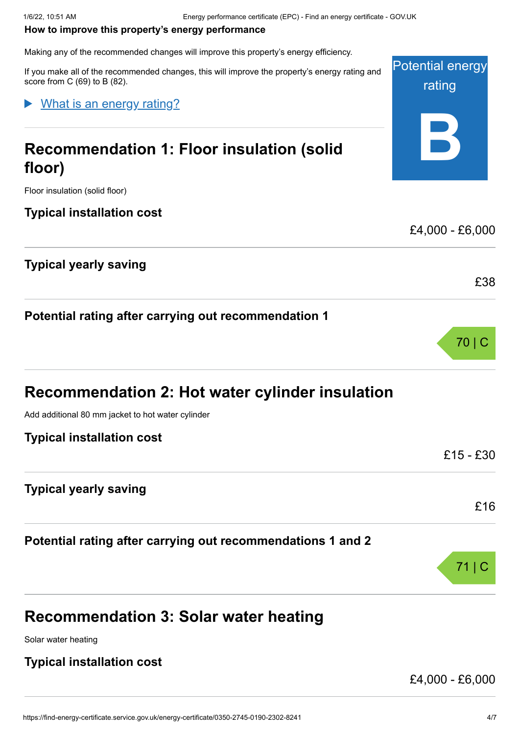### How to improve this property's energy performance

Making any of the recommended changes will improve this property's energy efficiency.

If you make all of the recommended changes, this will improve the property's energy rating and score from C (69) to B (82).

Potential energy rating

**B**

▶ What is an energy rating?

## Recommendation 1: Floor insulation (solid floor)

Floor insulation (solid floor)

### Typical installation cost

£4,000 - £6,000

### Typical yearly saving

£38

### Potential rating after carrying out recommendation 1

70 | C

## Recommendation 2: Hot water cylinder insulation

Add additional 80 mm jacket to hot water cylinder

### Typical installation cost

£15 - £30

### Typical yearly saving

£16

### Potential rating after carrying out recommendations 1 and 2

71 | C

## Recommendation 3: Solar water heating

Solar water heating

### Typical installation cost

£4,000 - £6,000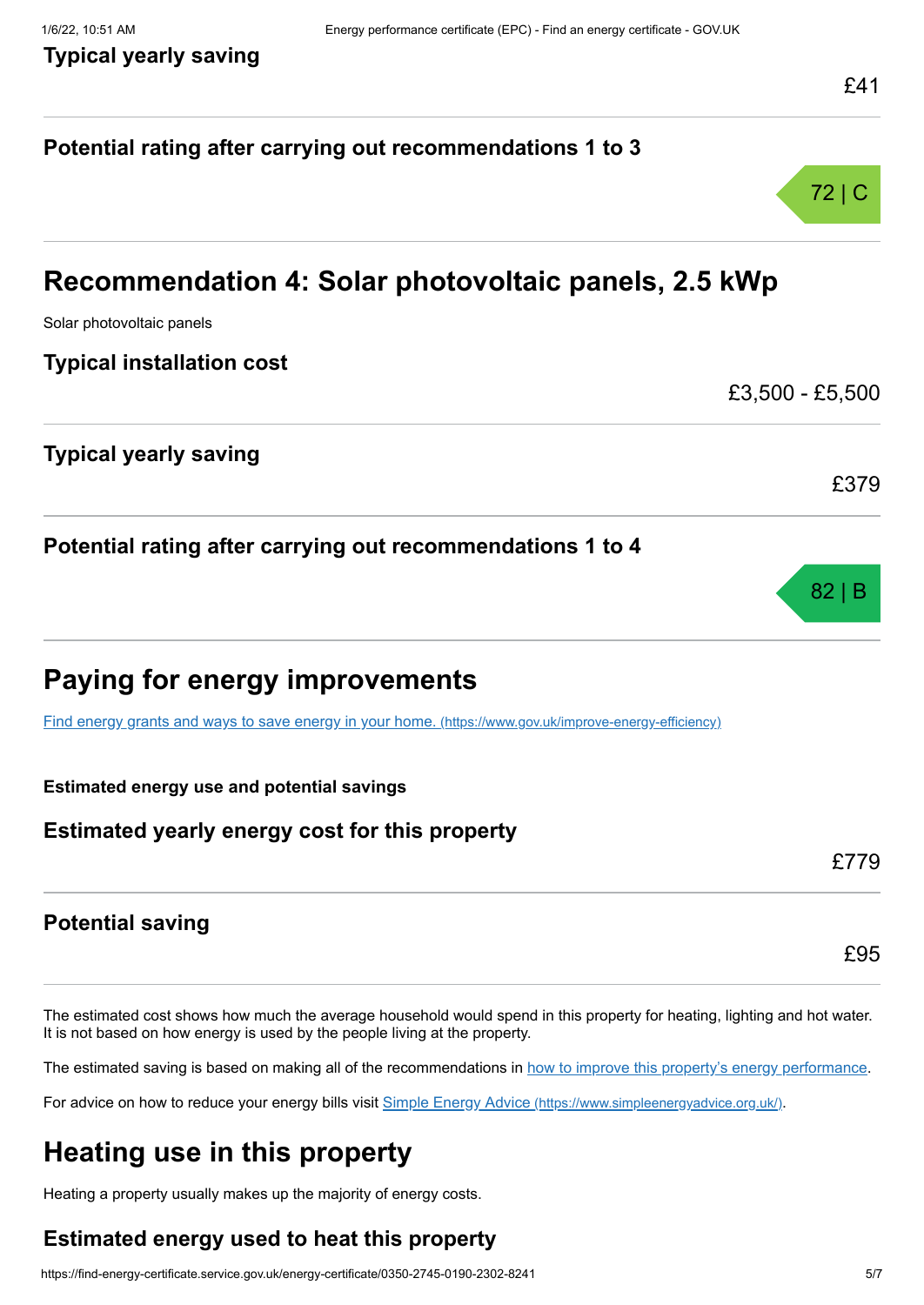### Typical yearly saving

£41

### Potential rating after carrying out recommendations 1 to 3

72 | C

## Recommendation 4: Solar photovoltaic panels, 2.5 kWp

Solar photovoltaic panels

### Typical installation cost

£3,500 - £5,500

### Typical yearly saving

£379

### Potential rating after carrying out recommendations 1 to 4

82 | B

## Paying for energy improvements

[Find energy grants and ways to save energy in your home. (https://www.gov.uk/improve-energy-efficiency)](https://www.gov.uk/improve-energy-efficiency)

**Estimated energy use and potential savings**

### Estimated yearly energy cost for this property

£779

### Potential saving

£95

The estimated cost shows how much the average household would spend in this property for heating, lighting and hot water. It is not based on how energy is used by the people living at the property.

The estimated saving is based on making all of the recommendations in how to improve this property's energy performance.

For advice on how to reduce your energy bills visit [Simple Energy Advice (https://www.simpleenergyadvice.org.uk/)](https://www.simpleenergyadvice.org.uk/).

## Heating use in this property

Heating a property usually makes up the majority of energy costs.

### Estimated energy used to heat this property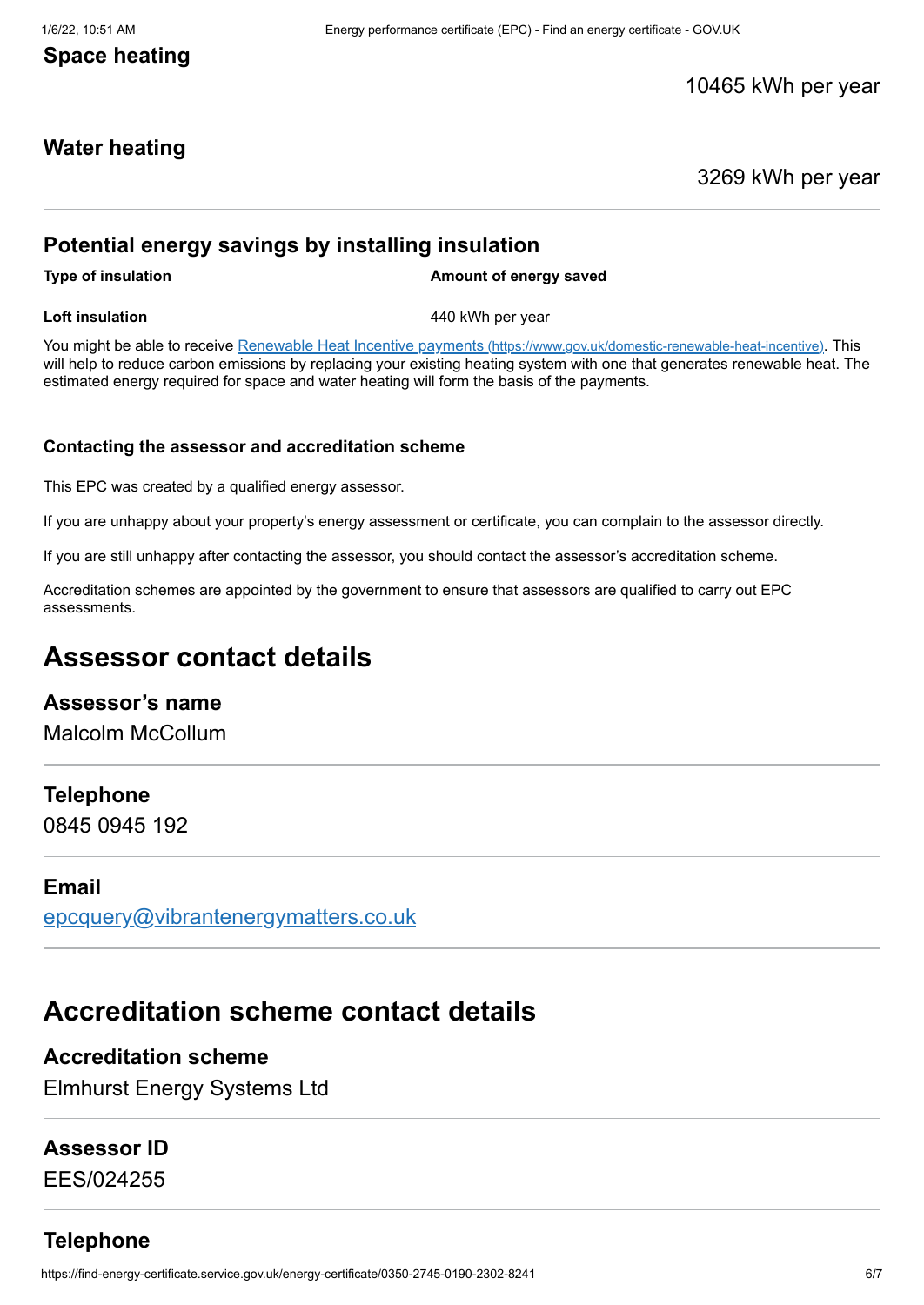### Space heating

10465 kWh per year

### Water heating

3269 kWh per year

### Potential energy savings by installing insulation

| Type of insulation | Amount of energy saved |
| --- | --- |
| Loft insulation | 440 kWh per year |

You might be able to receive [Renewable Heat Incentive payments (https://www.gov.uk/domestic-renewable-heat-incentive)](https://www.gov.uk/domestic-renewable-heat-incentive). This will help to reduce carbon emissions by replacing your existing heating system with one that generates renewable heat. The estimated energy required for space and water heating will form the basis of the payments.

#### Contacting the assessor and accreditation scheme

This EPC was created by a qualified energy assessor.

If you are unhappy about your property's energy assessment or certificate, you can complain to the assessor directly.

If you are still unhappy after contacting the assessor, you should contact the assessor's accreditation scheme.

Accreditation schemes are appointed by the government to ensure that assessors are qualified to carry out EPC assessments.

## Assessor contact details

### Assessor's name

Malcolm McCollum

### Telephone

0845 0945 192

### Email

[epcquery@vibrantenergymatters.co.uk](mailto:epcquery@vibrantenergymatters.co.uk)

## Accreditation scheme contact details

### Accreditation scheme

Elmhurst Energy Systems Ltd

### Assessor ID

EES/024255

### Telephone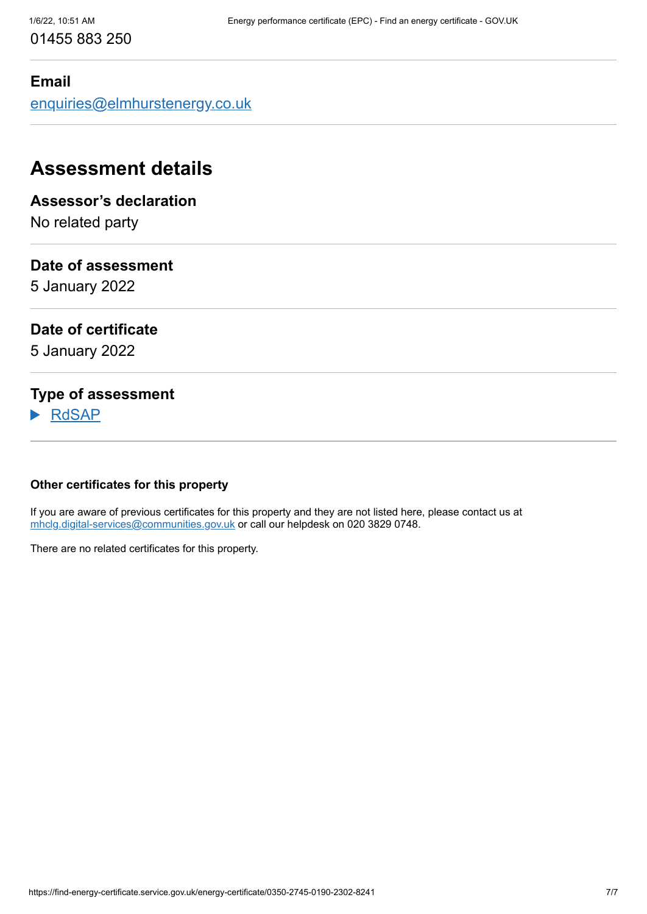01455 883 250

### Email

enquiries@elmhurstenergy.co.uk

## Assessment details

### Assessor's declaration

No related party

### Date of assessment

5 January 2022

### Date of certificate

5 January 2022

### Type of assessment

▶ RdSAP

#### Other certificates for this property

If you are aware of previous certificates for this property and they are not listed here, please contact us at mhclg.digital-services@communities.gov.uk or call our helpdesk on 020 3829 0748.

There are no related certificates for this property.